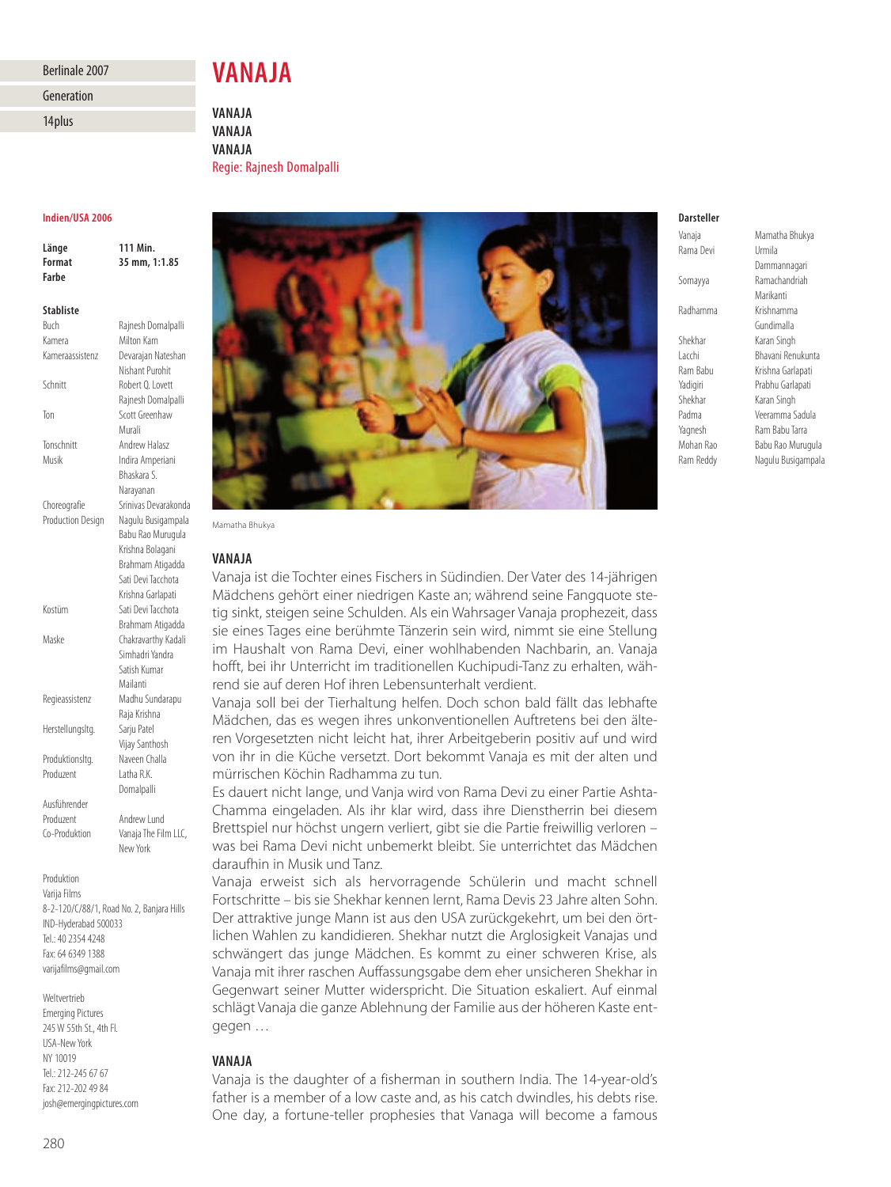Berlinale 2007

Generation

14plus

# VANAJA

**VANAJA**
**VANAJA**
**VANAJA**
Regie: Rajnesh Domalpalli

**Indien/USA 2006**

| | |
|---|---|
| **Länge** | **111 Min.** |
| **Format** | **35 mm, 1:1.85** |
| **Farbe** | |

**Stabliste**

| | |
|---|---|
| Buch | Rajnesh Domalpalli |
| Kamera | Milton Kam |
| Kameraassistenz | Devarajan Nateshan, Nishant Purohit |
| Schnitt | Robert Q. Lovett, Rajnesh Domalpalli |
| Ton | Scott Greenhaw, Murali |
| Tonschnitt | Andrew Halasz |
| Musik | Indira Amperiani, Bhaskara S. Narayanan |
| Choreografie | Srinivas Devarakonda |
| Production Design | Nagulu Busigampala, Babu Rao Murugula, Krishna Bolagani, Brahmam Atigadda, Sati Devi Tacchota, Krishna Garlapati |
| Kostüm | Sati Devi Tacchota, Brahmam Atigadda |
| Maske | Chakravarthy Kadali, Simhadri Yandra, Satish Kumar Mailanti |
| Regieassistenz | Madhu Sundarapu, Raja Krishna |
| Herstellungsltg. | Sarju Patel, Vijay Santhosh |
| Produktionsltg. | Naveen Challa |
| Produzent | Latha R.K. Domalpalli |
| Ausführender Produzent | Andrew Lund |
| Co-Produktion | Vanaja The Film LLC, New York |

Produktion
Varija Films
8-2-120/C/88/1, Road No. 2, Banjara Hills
IND-Hyderabad 500033
Tel.: 40 2354 4248
Fax: 64 6349 1388
varijafilms@gmail.com

Weltvertrieb
Emerging Pictures
245 W 55th St., 4th Fl.
USA-New York
NY 10019
Tel.: 212-245 67 67
Fax: 212-202 49 84
josh@emergingpictures.com

Mamatha Bhukya

**Darsteller**

| | |
|---|---|
| Vanaja | Mamatha Bhukya |
| Rama Devi | Urmila Dammannagari |
| Somayya | Ramachandriah Marikanti |
| Radhamma | Krishnamma Gundimalla |
| Shekhar | Karan Singh |
| Lacchi | Bhavani Renukunta |
| Ram Babu | Krishna Garlapati |
| Yadigiri | Prabhu Garlapati |
| Shekhar | Karan Singh |
| Padma | Veeramma Sadula |
| Yagnesh | Ram Babu Tarra |
| Mohan Rao | Babu Rao Murugula |
| Ram Reddy | Nagulu Busigampala |

### VANAJA

Vanaja ist die Tochter eines Fischers in Südindien. Der Vater des 14-jährigen Mädchens gehört einer niedrigen Kaste an; während seine Fangquote stetig sinkt, steigen seine Schulden. Als ein Wahrsager Vanaja prophezeit, dass sie eines Tages eine berühmte Tänzerin sein wird, nimmt sie eine Stellung im Haushalt von Rama Devi, einer wohlhabenden Nachbarin, an. Vanaja hofft, bei ihr Unterricht im traditionellen Kuchipudi-Tanz zu erhalten, während sie auf deren Hof ihren Lebensunterhalt verdient.

Vanaja soll bei der Tierhaltung helfen. Doch schon bald fällt das lebhafte Mädchen, das es wegen ihres unkonventionellen Auftretens bei den älteren Vorgesetzten nicht leicht hat, ihrer Arbeitgeberin positiv auf und wird von ihr in die Küche versetzt. Dort bekommt Vanaja es mit der alten und mürrischen Köchin Radhamma zu tun.

Es dauert nicht lange, und Vanja wird von Rama Devi zu einer Partie Ashta-Chamma eingeladen. Als ihr klar wird, dass ihre Dienstherrin bei diesem Brettspiel nur höchst ungern verliert, gibt sie die Partie freiwillig verloren – was bei Rama Devi nicht unbemerkt bleibt. Sie unterrichtet das Mädchen daraufhin in Musik und Tanz.

Vanaja erweist sich als hervorragende Schülerin und macht schnell Fortschritte – bis sie Shekhar kennen lernt, Rama Devis 23 Jahre alten Sohn. Der attraktive junge Mann ist aus den USA zurückgekehrt, um bei den örtlichen Wahlen zu kandidieren. Shekhar nutzt die Arglosigkeit Vanajas und schwängert das junge Mädchen. Es kommt zu einer schweren Krise, als Vanaja mit ihrer raschen Auffassungsgabe dem eher unsicheren Shekhar in Gegenwart seiner Mutter widerspricht. Die Situation eskaliert. Auf einmal schlägt Vanaja die ganze Ablehnung der Familie aus der höheren Kaste entgegen …

### VANAJA

Vanaja is the daughter of a fisherman in southern India. The 14-year-old's father is a member of a low caste and, as his catch dwindles, his debts rise. One day, a fortune-teller prophesies that Vanaga will become a famous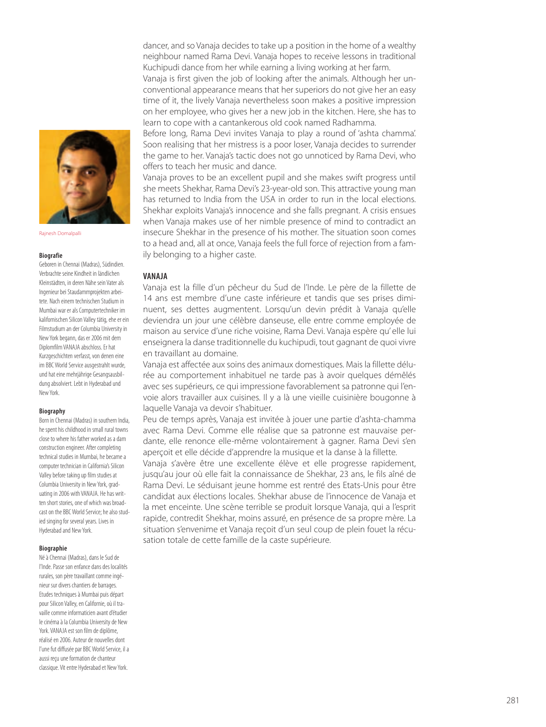dancer, and so Vanaja decides to take up a position in the home of a wealthy neighbour named Rama Devi. Vanaja hopes to receive lessons in traditional Kuchipudi dance from her while earning a living working at her farm.

Vanaja is first given the job of looking after the animals. Although her unconventional appearance means that her superiors do not give her an easy time of it, the lively Vanaja nevertheless soon makes a positive impression on her employee, who gives her a new job in the kitchen. Here, she has to learn to cope with a cantankerous old cook named Radhamma.

Before long, Rama Devi invites Vanaja to play a round of 'ashta chamma'. Soon realising that her mistress is a poor loser, Vanaja decides to surrender the game to her. Vanaja's tactic does not go unnoticed by Rama Devi, who offers to teach her music and dance.

Vanaja proves to be an excellent pupil and she makes swift progress until she meets Shekhar, Rama Devi's 23-year-old son. This attractive young man has returned to India from the USA in order to run in the local elections. Shekhar exploits Vanaja's innocence and she falls pregnant. A crisis ensues when Vanaja makes use of her nimble presence of mind to contradict an insecure Shekhar in the presence of his mother. The situation soon comes to a head and, all at once, Vanaja feels the full force of rejection from a family belonging to a higher caste.

## VANAJA

Vanaja est la fille d'un pêcheur du Sud de l'Inde. Le père de la fillette de 14 ans est membre d'une caste inférieure et tandis que ses prises diminuent, ses dettes augmentent. Lorsqu'un devin prédit à Vanaja qu'elle deviendra un jour une célèbre danseuse, elle entre comme employée de maison au service d'une riche voisine, Rama Devi. Vanaja espère qu'elle lui enseignera la danse traditionnelle du kuchipudi, tout gagnant de quoi vivre en travaillant au domaine.

Vanaja est affectée aux soins des animaux domestiques. Mais la fillette délurée au comportement inhabituel ne tarde pas à avoir quelques démêlés avec ses supérieurs, ce qui impressione favorablement sa patronne qui l'envoie alors travailler aux cuisines. Il y a là une vieille cuisinière bougonne à laquelle Vanaja va devoir s'habituer.

Peu de temps après, Vanaja est invitée à jouer une partie d'ashta-chamma avec Rama Devi. Comme elle réalise que sa patronne est mauvaise perdante, elle renonce elle-même volontairement à gagner. Rama Devi s'en aperçoit et elle décide d'apprendre la musique et la danse à la fillette.

Vanaja s'avère être une excellente élève et elle progresse rapidement, jusqu'au jour où elle fait la connaissance de Shekhar, 23 ans, le fils aîné de Rama Devi. Le séduisant jeune homme est rentré des Etats-Unis pour être candidat aux élections locales. Shekhar abuse de l'innocence de Vanaja et la met enceinte. Une scène terrible se produit lorsque Vanaja, qui a l'esprit rapide, contredit Shekhar, moins assuré, en présence de sa propre mère. La situation s'envenime et Vanaja reçoit d'un seul coup de plein fouet la récusation totale de cette famille de la caste supérieure.

Rajnesh Domalpalli

**Biografie**

Geboren in Chennai (Madras), Südindien. Verbrachte seine Kindheit in ländlichen Kleinstädten, in deren Nähe sein Vater als Ingenieur bei Staudammprojekten arbeitete. Nach einem technischen Studium in Mumbai war er als Computertechniker im kalifornischen Silicon Valley tätig, ehe er ein Filmstudium an der Columbia University in New York begann, das er 2006 mit dem Diplomfilm VANAJA abschloss. Er hat Kurzgeschichten verfasst, von denen eine im BBC World Service ausgestrahlt wurde, und hat eine mehrjährige Gesangsausbildung absolviert. Lebt in Hyderabad und New York.

**Biography**

Born in Chennai (Madras) in southern India, he spent his childhood in small rural towns close to where his father worked as a dam construction engineer. After completing technical studies in Mumbai, he became a computer technician in California's Silicon Valley before taking up film studies at Columbia University in New York, graduating in 2006 with VANAJA. He has written short stories, one of which was broadcast on the BBC World Service; he also studied singing for several years. Lives in Hyderabad and New York.

**Biographie**

Né à Chennai (Madras), dans le Sud de l'Inde. Passe son enfance dans des localités rurales, son père travaillant comme ingénieur sur divers chantiers de barrages. Etudes techniques à Mumbai puis départ pour Silicon Valley, en Californie, où il travaille comme informaticien avant d'étudier le cinéma à la Columbia University de New York. VANAJA est son film de diplôme, réalisé en 2006. Auteur de nouvelles dont l'une fut diffusée par BBC World Service, il a aussi reçu une formation de chanteur classique. Vit entre Hyderabad et New York.